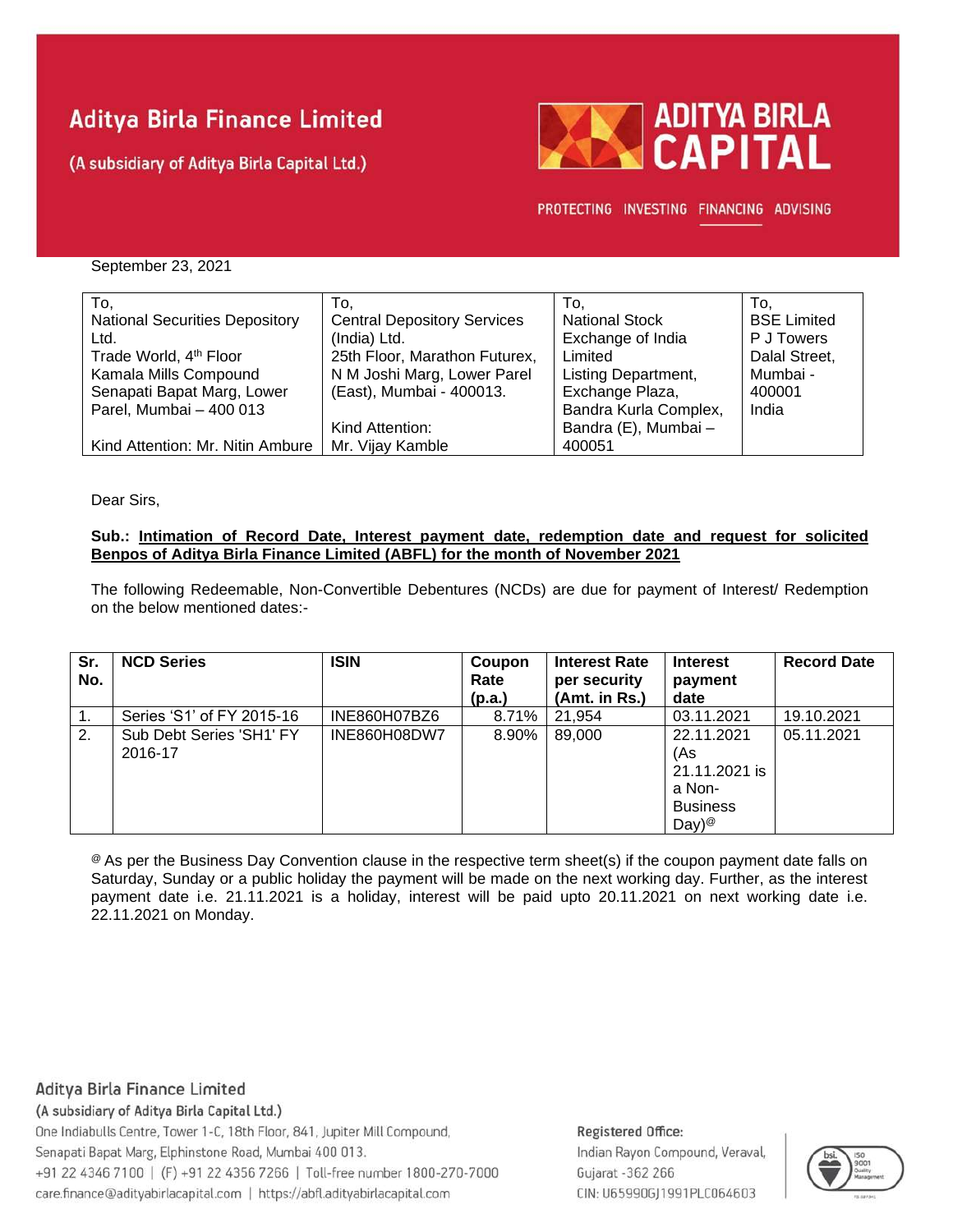# Aditya Birla Finance Limited

(A subsidiary of Aditya Birla Capital Ltd.)

ADITYA BIRLA CAPITAL

PROTECTING INVESTING FINANCING ADVISING

September 23, 2021

| To, National Securities Depository Ltd. Trade World, 4th Floor Kamala Mills Compound Senapati Bapat Marg, Lower Parel, Mumbai – 400 013 Kind Attention: Mr. Nitin Ambure | To, Central Depository Services (India) Ltd. 25th Floor, Marathon Futurex, N M Joshi Marg, Lower Parel (East), Mumbai - 400013. Kind Attention: Mr. Vijay Kamble | To, National Stock Exchange of India Limited Listing Department, Exchange Plaza, Bandra Kurla Complex, Bandra (E), Mumbai – 400051 | To, BSE Limited P J Towers Dalal Street, Mumbai - 400001 India |
|---|---|---|---|

Dear Sirs,

**Sub.: Intimation of Record Date, Interest payment date, redemption date and request for solicited Benpos of Aditya Birla Finance Limited (ABFL) for the month of November 2021**

The following Redeemable, Non-Convertible Debentures (NCDs) are due for payment of Interest/ Redemption on the below mentioned dates:-

| Sr. No. | NCD Series | ISIN | Coupon Rate (p.a.) | Interest Rate per security (Amt. in Rs.) | Interest payment date | Record Date |
|---|---|---|---|---|---|---|
| 1. | Series 'S1' of FY 2015-16 | INE860H07BZ6 | 8.71% | 21,954 | 03.11.2021 | 19.10.2021 |
| 2. | Sub Debt Series 'SH1' FY 2016-17 | INE860H08DW7 | 8.90% | 89,000 | 22.11.2021 (As 21.11.2021 is a Non-Business Day)@ | 05.11.2021 |

@ As per the Business Day Convention clause in the respective term sheet(s) if the coupon payment date falls on Saturday, Sunday or a public holiday the payment will be made on the next working day. Further, as the interest payment date i.e. 21.11.2021 is a holiday, interest will be paid upto 20.11.2021 on next working date i.e. 22.11.2021 on Monday.

Aditya Birla Finance Limited
(A subsidiary of Aditya Birla Capital Ltd.)
One Indiabulls Centre, Tower 1-C, 18th Floor, 841, Jupiter Mill Compound, Senapati Bapat Marg, Elphinstone Road, Mumbai 400 013.
+91 22 4346 7100 | (F) +91 22 4356 7266 | Toll-free number 1800-270-7000
care.finance@adityabirlacapital.com | https://abfl.adityabirlacapital.com

Registered Office:
Indian Rayon Compound, Veraval, Gujarat -362 266
CIN: U65990GJ1991PLC064603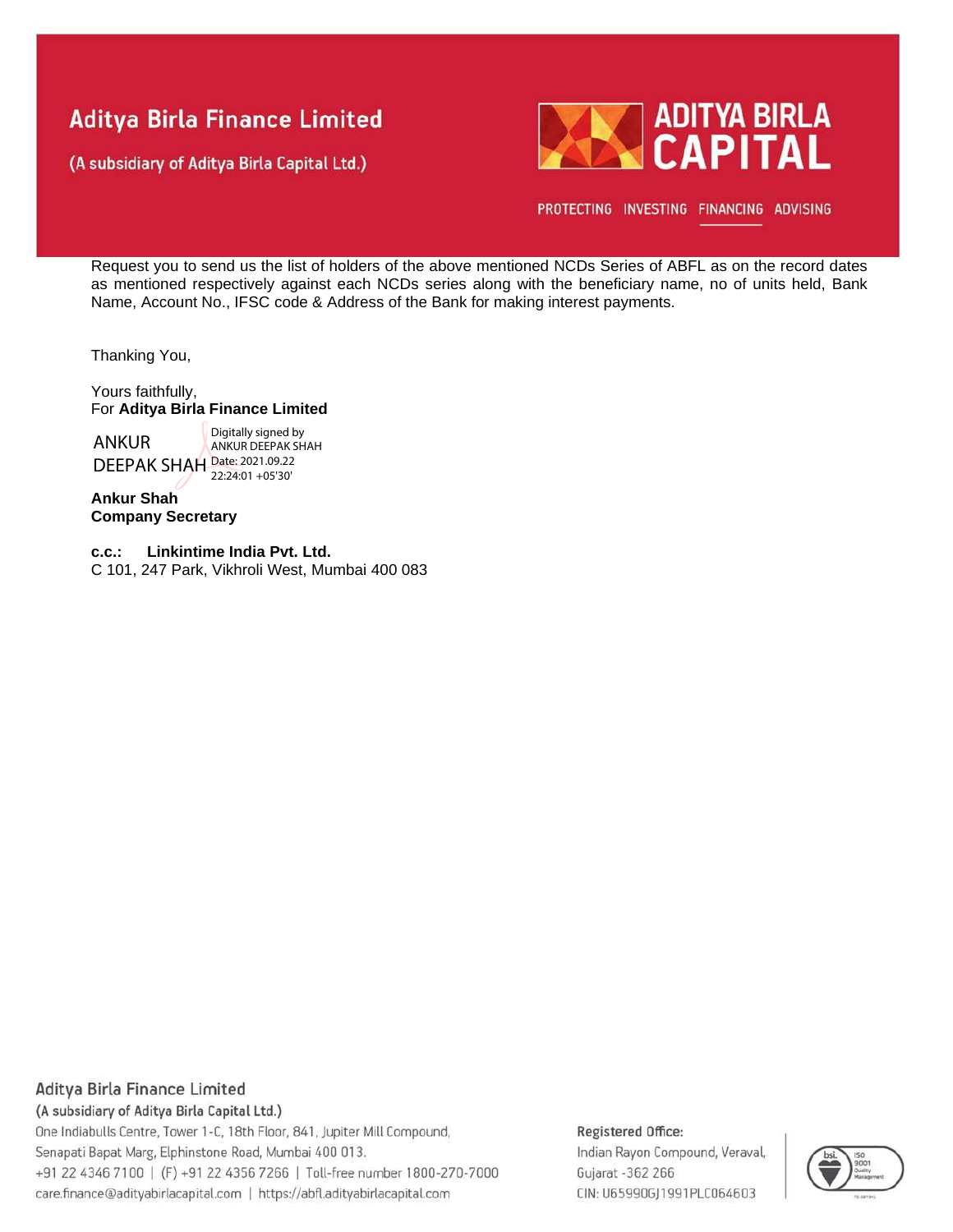Request you to send us the list of holders of the above mentioned NCDs Series of ABFL as on the record dates as mentioned respectively against each NCDs series along with the beneficiary name, no of units held, Bank Name, Account No., IFSC code & Address of the Bank for making interest payments.

Thanking You,

Yours faithfully,
For **Aditya Birla Finance Limited**

ANKUR DEEPAK SHAH
Digitally signed by ANKUR DEEPAK SHAH
Date: 2021.09.22 22:24:01 +05'30'

**Ankur Shah**
**Company Secretary**

**c.c.: Linkintime India Pvt. Ltd.**
C 101, 247 Park, Vikhroli West, Mumbai 400 083